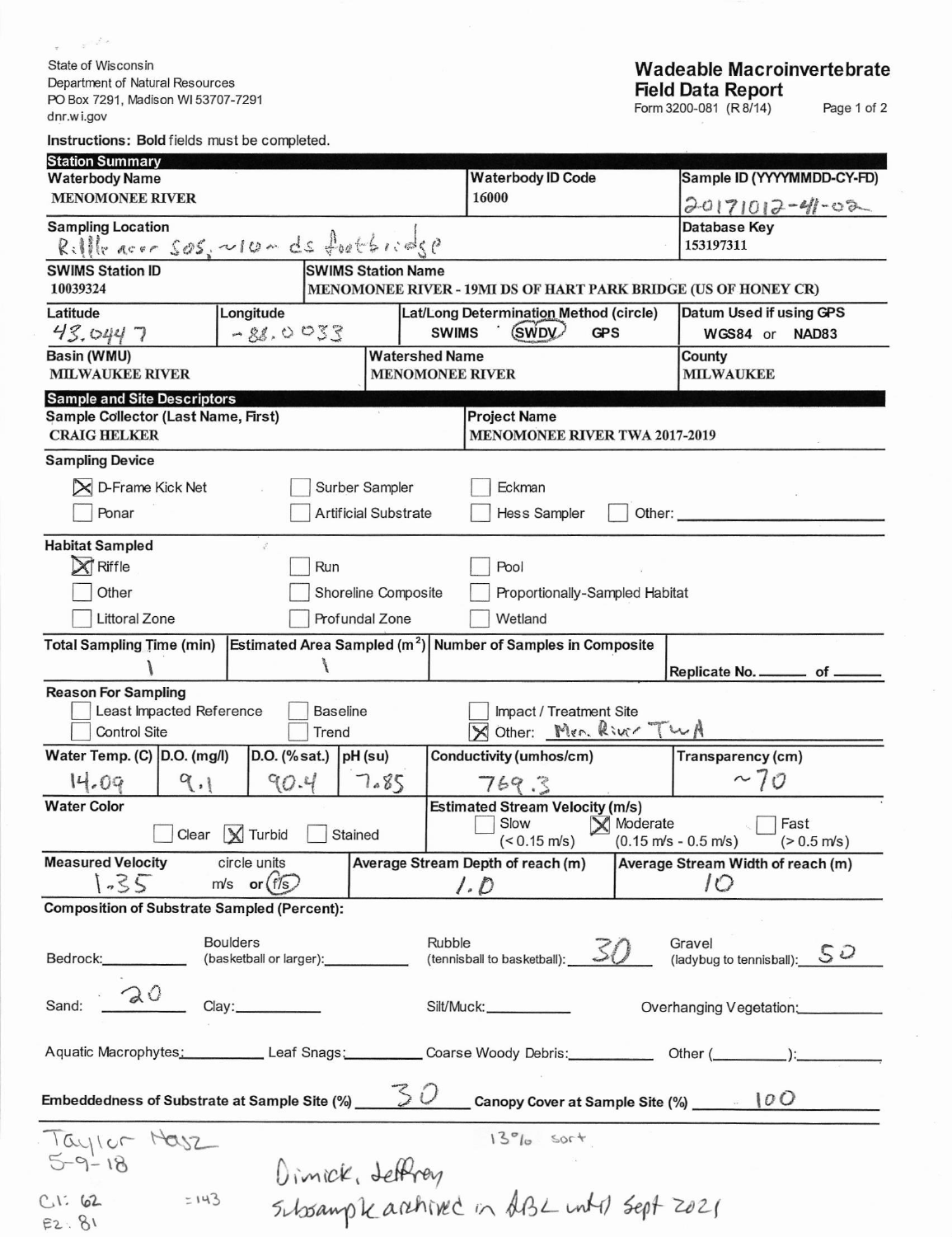State of Wisconsin
Department of Natural Resources
PO Box 7291, Madison WI 53707-7291
dnr.wi.gov

# Wadeable Macroinvertebrate Field Data Report

Form 3200-081 (R 8/14)

Instructions: **Bold** fields must be completed.

## Station Summary

| **Waterbody Name** | **Waterbody ID Code** | **Sample ID (YYYYMMDD-CY-FD)** |
|---|---|---|
| MENOMONEE RIVER | 16000 | 20171012-41-02 |

| **Sampling Location** | **Database Key** |
|---|---|
| Riffle near SOS, ~10m ds footbridge | 153197311 |

| **SWIMS Station ID** | **SWIMS Station Name** |
|---|---|
| 10039324 | MENOMONEE RIVER - 19MI DS OF HART PARK BRIDGE (US OF HONEY CR) |

| **Latitude** | **Longitude** | **Lat/Long Determination Method (circle)** | **Datum Used if using GPS** |
|---|---|---|---|
| 43.0447 | -88.0033 | SWIMS (SWDV) GPS | WGS84 or NAD83 |

| **Basin (WMU)** | **Watershed Name** | **County** |
|---|---|---|
| MILWAUKEE RIVER | MENOMONEE RIVER | MILWAUKEE |

## Sample and Site Descriptors

| **Sample Collector (Last Name, First)** | **Project Name** |
|---|---|
| CRAIG HELKER | MENOMONEE RIVER TWA 2017-2019 |

**Sampling Device**

- [x] D-Frame Kick Net
- [ ] Surber Sampler
- [ ] Eckman
- [ ] Ponar
- [ ] Artificial Substrate
- [ ] Hess Sampler
- [ ] Other: ______

**Habitat Sampled**

- [x] Riffle
- [ ] Run
- [ ] Pool
- [ ] Other
- [ ] Shoreline Composite
- [ ] Proportionally-Sampled Habitat
- [ ] Littoral Zone
- [ ] Profundal Zone
- [ ] Wetland

| **Total Sampling Time (min)** | **Estimated Area Sampled (m²)** | **Number of Samples in Composite** | Replicate No. ____ of ____ |
|---|---|---|---|
| 1 | 1 | | |

**Reason For Sampling**

- [ ] Least Impacted Reference
- [ ] Baseline
- [ ] Impact / Treatment Site
- [ ] Control Site
- [ ] Trend
- [x] Other: Men. River TWA

| **Water Temp. (C)** | **D.O. (mg/l)** | **D.O. (%sat.)** | **pH (su)** | **Conductivity (umhos/cm)** | **Transparency (cm)** |
|---|---|---|---|---|---|
| 14.09 | 9.1 | 90.4 | 7.85 | 769.3 | ~70 |

**Water Color**

- [ ] Clear
- [x] Turbid
- [ ] Stained

**Estimated Stream Velocity (m/s)**

- [ ] Slow (< 0.15 m/s)
- [x] Moderate (0.15 m/s - 0.5 m/s)
- [ ] Fast (> 0.5 m/s)

| **Measured Velocity** | circle units | **Average Stream Depth of reach (m)** | **Average Stream Width of reach (m)** |
|---|---|---|---|
| 1.35 | m/s or (f/s) | 1.0 | 10 |

**Composition of Substrate Sampled (Percent):**

- Bedrock: ______
- Boulders (basketball or larger): ______
- Rubble (tennisball to basketball): 30
- Gravel (ladybug to tennisball): 50
- Sand: 20
- Clay: ______
- Silt/Muck: ______
- Overhanging Vegetation: ______
- Aquatic Macrophytes: ______
- Leaf Snags: ______
- Coarse Woody Debris: ______
- Other (______): ______

**Embeddedness of Substrate at Sample Site (%)** 30 **Canopy Cover at Sample Site (%)** 100

Taylor Hasz
5-9-18

13% sort

Dimick, Jeffrey

C1: 62
E2: 81
= 143

Subsample archived in ABL until Sept 2021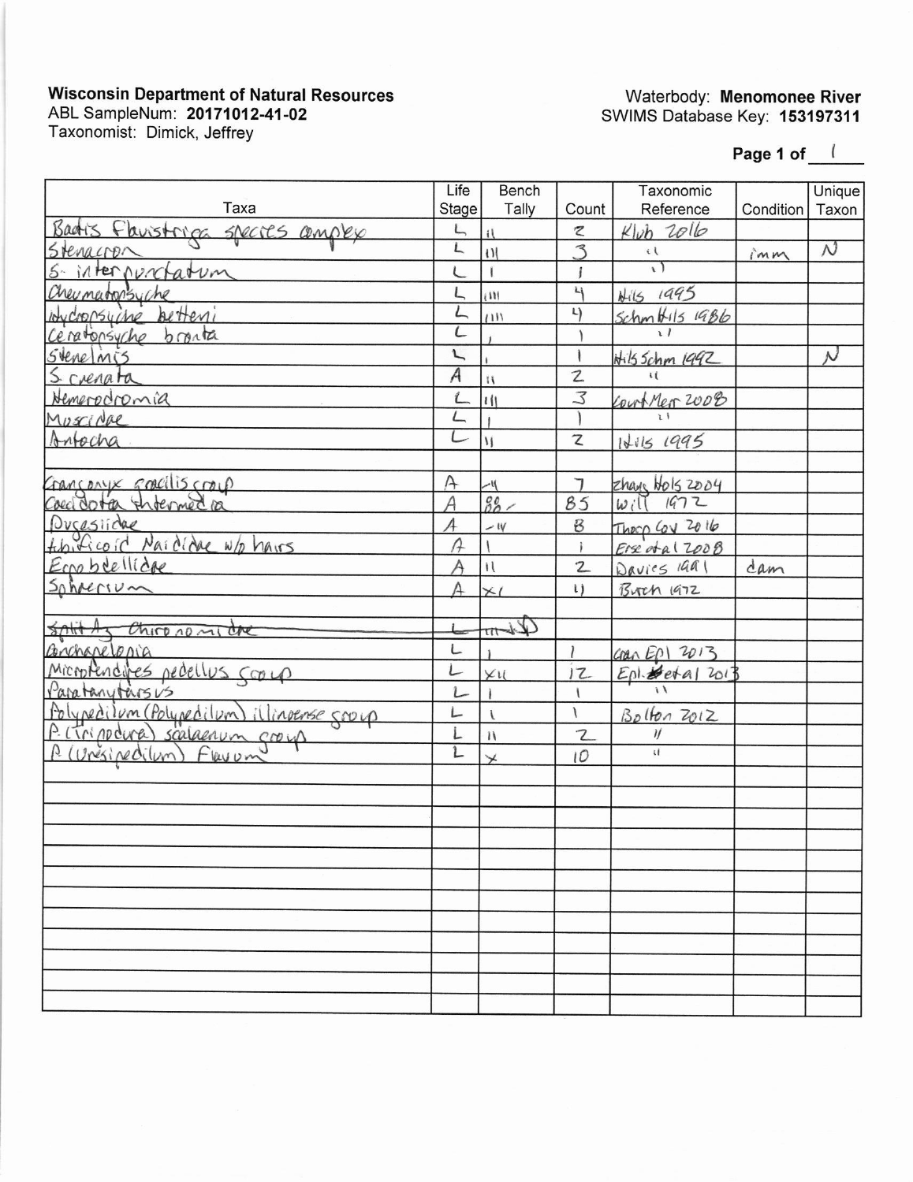**Wisconsin Department of Natural Resources**
ABL SampleNum: **20171012-41-02**
Taxonomist: Dimick, Jeffrey

Waterbody: **Menomonee River**
SWIMS Database Key: **153197311**

**Page 1 of 1**

| Taxa | Life Stage | Bench Tally | Count | Taxonomic Reference | Condition | Unique Taxon |
|---|---|---|---|---|---|---|
| Baetis flavistriga species complex | L | ll | 2 | Klub 2016 | | |
| Stenacron | L | lll | 3 | " | imm | N |
| S. interpunctatum | L | l | 1 | " | | |
| Cheumatopsyche | L | llll | 4 | Hils 1995 | | |
| Hydropsyche betteni | L | llll | 4 | Schm Hils 1986 | | |
| Ceratopsyche bronta | L | l | 1 | " | | |
| Stenelmis | L | l | 1 | Hils Schm 1992 | | N |
| S. crenata | A | ll | 2 | " | | |
| Hemerodromia | L | lll | 3 | Court Merr 2008 | | |
| Muscidae | L | l | 1 | " | | |
| Antocha | L | ll | 2 | Hils 1995 | | |
| | | | | | | |
| Crangonyx gracilis group | A | -lll | 7 | Zhang Hols 2004 | | |
| Caecidotea intermedia | A | 88 / | 85 | Will 1972 | | |
| Dugesiidae | A | -llll | 8 | Thorp Cov 2016 | | |
| tubificoid Naididae w/o hairs | A | l | 1 | Erse et al 2008 | | |
| Erpobdellidae | A | ll | 2 | Davies 1991 | dam | |
| Sphaerium | A | x l | 11 | Burch 1972 | | |
| | | | | | | |
| ~~Split A3 Chironomidae~~ | L | | | | | |
| Conchapelopia | L | l | 1 | Can Epl 2013 | | |
| Microtendipes pedellus group | L | x ll | 12 | Epl et al 2013 | | |
| Paratanytarsus | L | l | 1 | " | | |
| Polypedilum (Polypedilum) illinoense group | L | l | 1 | Bolton 2012 | | |
| P. (Tripodura) scalaenum group | L | ll | 2 | " | | |
| P. (Uresipedilum) flavum | L | x | 10 | " | | |